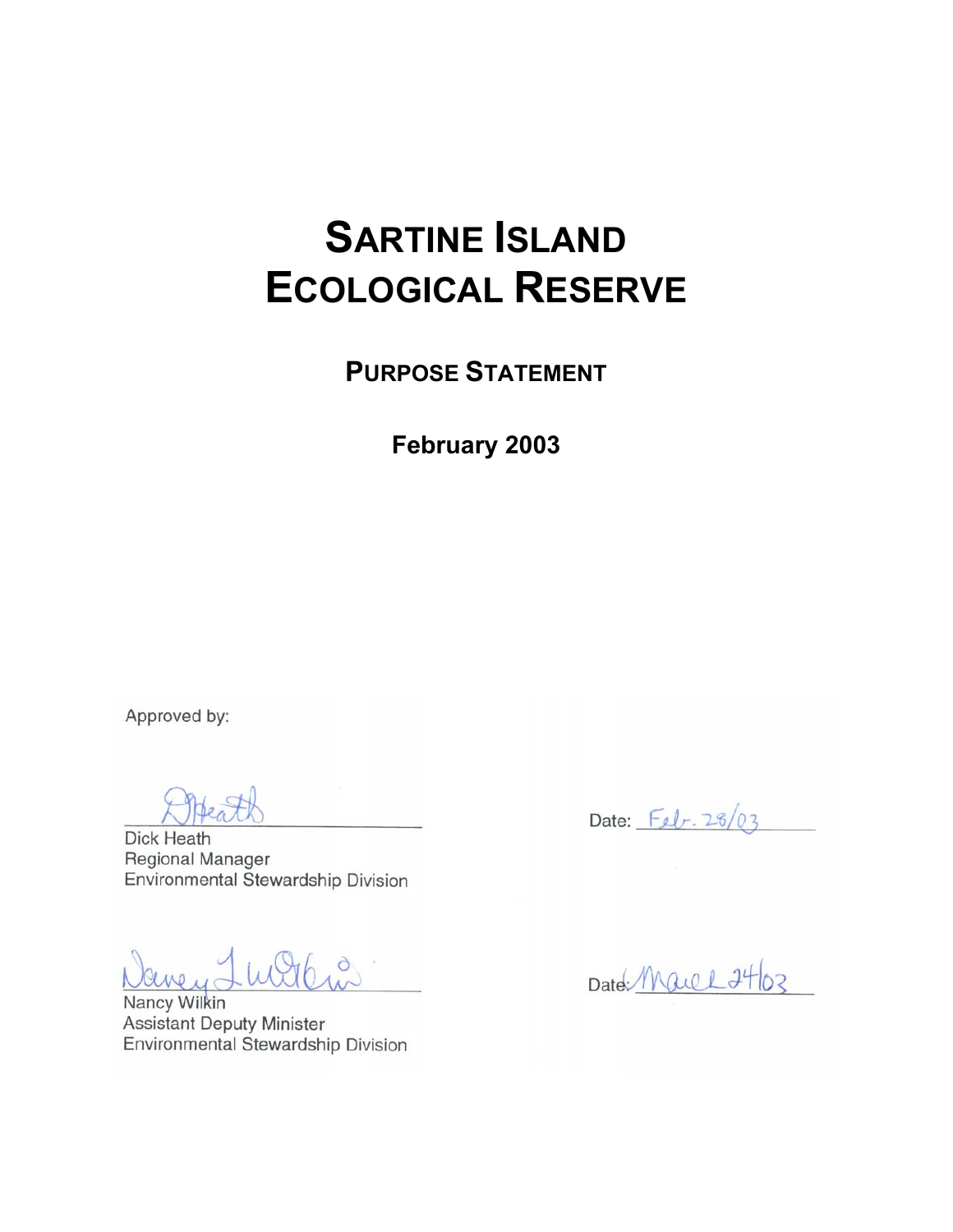# SARTINE ISLAND ECOLOGICAL RESERVE

## PURPOSE STATEMENT

**February 2003**

Approved by:

Dick Heath
Regional Manager
Environmental Stewardship Division

Date: Feb. 28/03

Nancy Wilkin
Assistant Deputy Minister
Environmental Stewardship Division

Date: March 24/03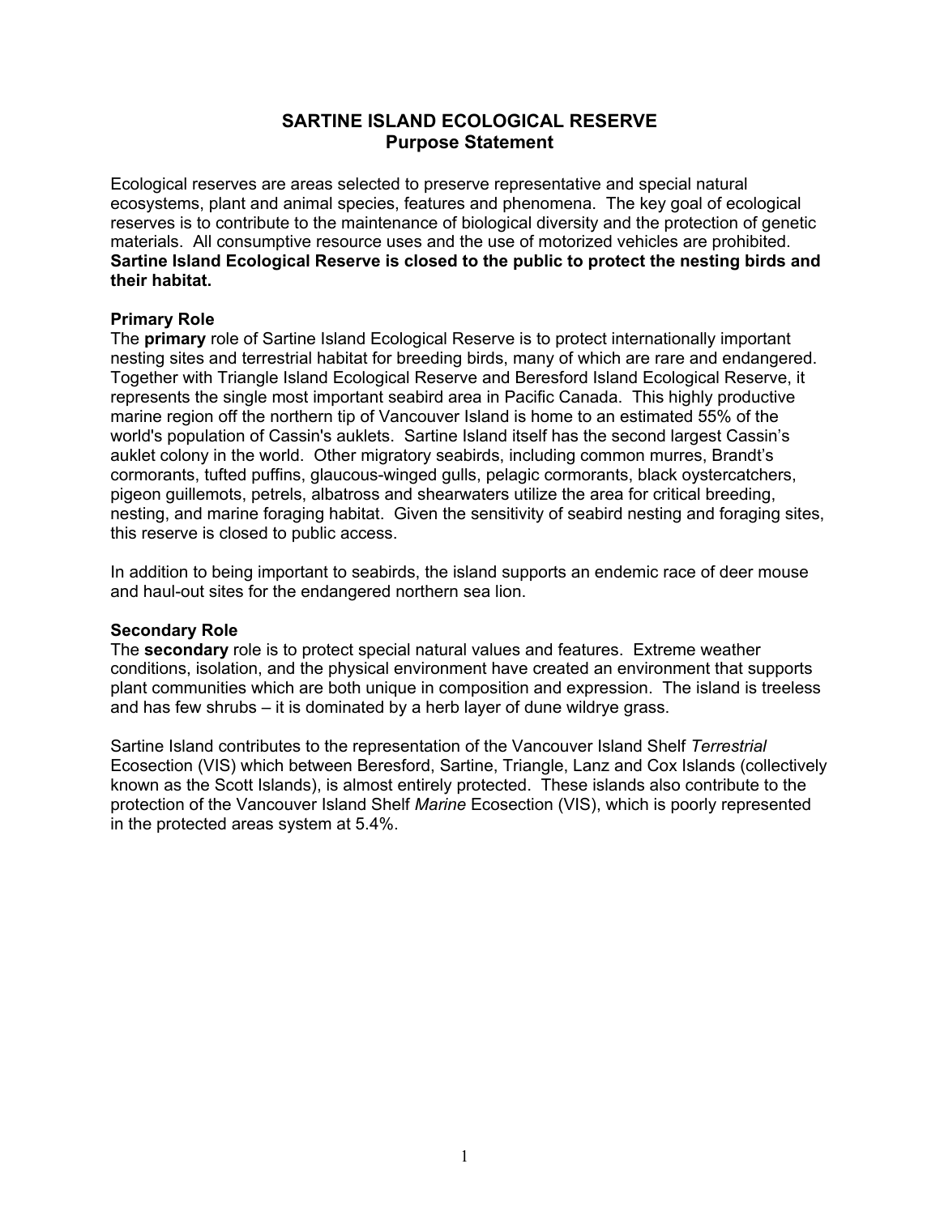# SARTINE ISLAND ECOLOGICAL RESERVE
## Purpose Statement

Ecological reserves are areas selected to preserve representative and special natural ecosystems, plant and animal species, features and phenomena. The key goal of ecological reserves is to contribute to the maintenance of biological diversity and the protection of genetic materials. All consumptive resource uses and the use of motorized vehicles are prohibited. **Sartine Island Ecological Reserve is closed to the public to protect the nesting birds and their habitat.**

### Primary Role

The **primary** role of Sartine Island Ecological Reserve is to protect internationally important nesting sites and terrestrial habitat for breeding birds, many of which are rare and endangered. Together with Triangle Island Ecological Reserve and Beresford Island Ecological Reserve, it represents the single most important seabird area in Pacific Canada. This highly productive marine region off the northern tip of Vancouver Island is home to an estimated 55% of the world's population of Cassin's auklets. Sartine Island itself has the second largest Cassin's auklet colony in the world. Other migratory seabirds, including common murres, Brandt's cormorants, tufted puffins, glaucous-winged gulls, pelagic cormorants, black oystercatchers, pigeon guillemots, petrels, albatross and shearwaters utilize the area for critical breeding, nesting, and marine foraging habitat. Given the sensitivity of seabird nesting and foraging sites, this reserve is closed to public access.

In addition to being important to seabirds, the island supports an endemic race of deer mouse and haul-out sites for the endangered northern sea lion.

### Secondary Role

The **secondary** role is to protect special natural values and features. Extreme weather conditions, isolation, and the physical environment have created an environment that supports plant communities which are both unique in composition and expression. The island is treeless and has few shrubs – it is dominated by a herb layer of dune wildrye grass.

Sartine Island contributes to the representation of the Vancouver Island Shelf *Terrestrial* Ecosection (VIS) which between Beresford, Sartine, Triangle, Lanz and Cox Islands (collectively known as the Scott Islands), is almost entirely protected. These islands also contribute to the protection of the Vancouver Island Shelf *Marine* Ecosection (VIS), which is poorly represented in the protected areas system at 5.4%.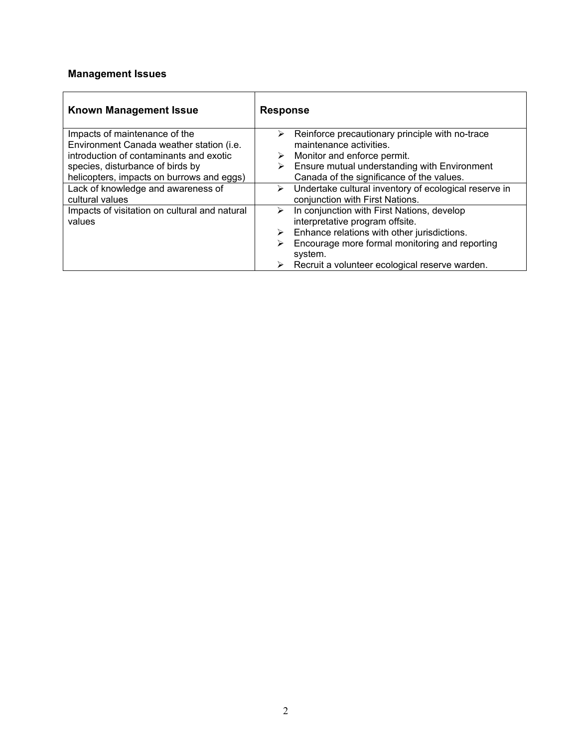## Management Issues

| Known Management Issue | Response |
| --- | --- |
| Impacts of maintenance of the Environment Canada weather station (i.e. introduction of contaminants and exotic species, disturbance of birds by helicopters, impacts on burrows and eggs) | ➢ Reinforce precautionary principle with no-trace maintenance activities.<br>➢ Monitor and enforce permit.<br>➢ Ensure mutual understanding with Environment Canada of the significance of the values. |
| Lack of knowledge and awareness of cultural values | ➢ Undertake cultural inventory of ecological reserve in conjunction with First Nations. |
| Impacts of visitation on cultural and natural values | ➢ In conjunction with First Nations, develop interpretative program offsite.<br>➢ Enhance relations with other jurisdictions.<br>➢ Encourage more formal monitoring and reporting system.<br>➢ Recruit a volunteer ecological reserve warden. |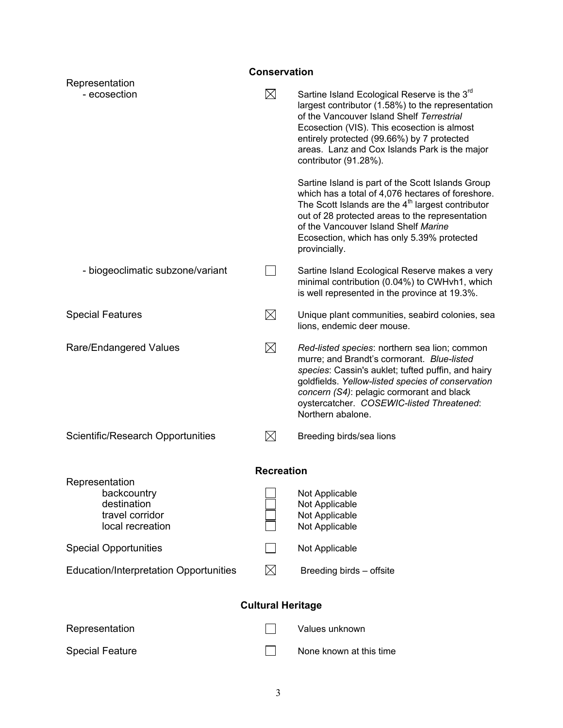## Conservation

| | | |
|---|---|---|
| Representation<br>- ecosection | ☒ | Sartine Island Ecological Reserve is the 3rd largest contributor (1.58%) to the representation of the Vancouver Island Shelf *Terrestrial* Ecosection (VIS). This ecosection is almost entirely protected (99.66%) by 7 protected areas. Lanz and Cox Islands Park is the major contributor (91.28%).<br><br>Sartine Island is part of the Scott Islands Group which has a total of 4,076 hectares of foreshore. The Scott Islands are the 4th largest contributor out of 28 protected areas to the representation of the Vancouver Island Shelf *Marine* Ecosection, which has only 5.39% protected provincially. |
| - biogeoclimatic subzone/variant | ☐ | Sartine Island Ecological Reserve makes a very minimal contribution (0.04%) to CWHvh1, which is well represented in the province at 19.3%. |
| Special Features | ☒ | Unique plant communities, seabird colonies, sea lions, endemic deer mouse. |
| Rare/Endangered Values | ☒ | *Red-listed species*: northern sea lion; common murre; and Brandt's cormorant. *Blue-listed species*: Cassin's auklet; tufted puffin, and hairy goldfields. *Yellow-listed species of conservation concern (S4)*: pelagic cormorant and black oystercatcher. *COSEWIC-listed Threatened*: Northern abalone. |
| Scientific/Research Opportunities | ☒ | Breeding birds/sea lions |

## Recreation

| | | |
|---|---|---|
| Representation<br>backcountry | ☐ | Not Applicable |
| destination | ☐ | Not Applicable |
| travel corridor | ☐ | Not Applicable |
| local recreation | ☐ | Not Applicable |
| Special Opportunities | ☐ | Not Applicable |
| Education/Interpretation Opportunities | ☒ | Breeding birds – offsite |

## Cultural Heritage

| | | |
|---|---|---|
| Representation | ☐ | Values unknown |
| Special Feature | ☐ | None known at this time |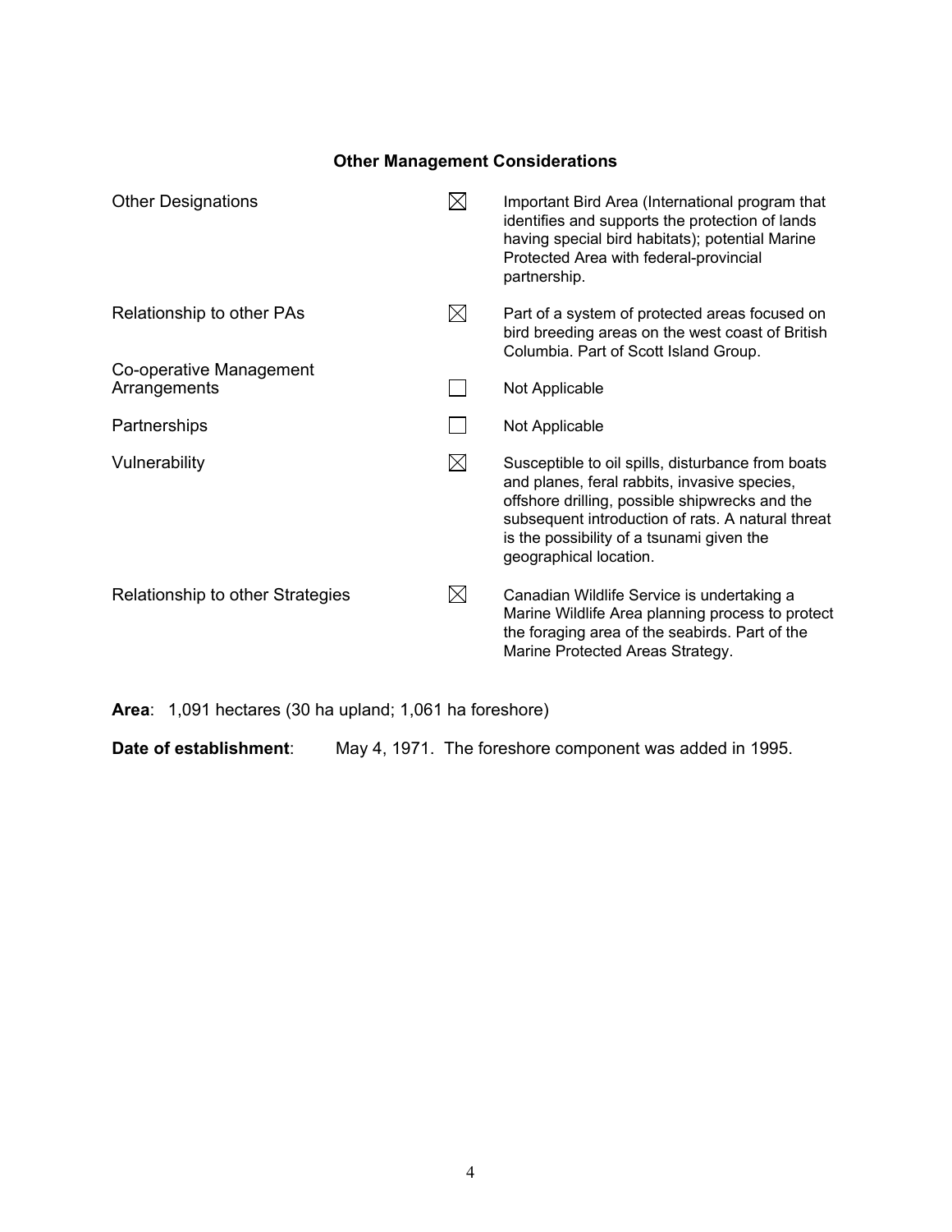### Other Management Considerations

| | | |
|---|---|---|
| Other Designations | ☒ | Important Bird Area (International program that identifies and supports the protection of lands having special bird habitats); potential Marine Protected Area with federal-provincial partnership. |
| Relationship to other PAs | ☒ | Part of a system of protected areas focused on bird breeding areas on the west coast of British Columbia. Part of Scott Island Group. |
| Co-operative Management Arrangements | ☐ | Not Applicable |
| Partnerships | ☐ | Not Applicable |
| Vulnerability | ☒ | Susceptible to oil spills, disturbance from boats and planes, feral rabbits, invasive species, offshore drilling, possible shipwrecks and the subsequent introduction of rats. A natural threat is the possibility of a tsunami given the geographical location. |
| Relationship to other Strategies | ☒ | Canadian Wildlife Service is undertaking a Marine Wildlife Area planning process to protect the foraging area of the seabirds. Part of the Marine Protected Areas Strategy. |

**Area**: 1,091 hectares (30 ha upland; 1,061 ha foreshore)

**Date of establishment**: May 4, 1971. The foreshore component was added in 1995.